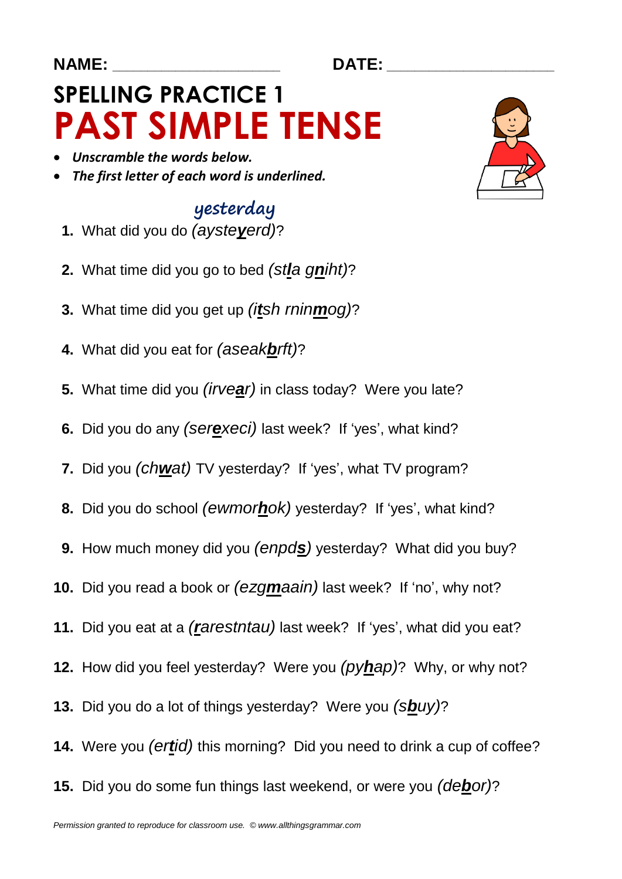NAME: ___________________ DATE: ___________________

# SPELLING PRACTICE 1
# PAST SIMPLE TENSE

- ***Unscramble the words below.***
- ***The first letter of each word is underlined.***

yesterday

1. What did you do *(aysteyerd)*?
2. What time did you go to bed *(stla gniht)*?
3. What time did you get up *(itsh rninmog)*?
4. What did you eat for *(aseakbrft)*?
5. What time did you *(irvear)* in class today? Were you late?
6. Did you do any *(serexeci)* last week? If 'yes', what kind?
7. Did you *(chwat)* TV yesterday? If 'yes', what TV program?
8. Did you do school *(ewmorhok)* yesterday? If 'yes', what kind?
9. How much money did you *(enpds)* yesterday? What did you buy?
10. Did you read a book or *(ezgmaain)* last week? If 'no', why not?
11. Did you eat at a *(rarestntau)* last week? If 'yes', what did you eat?
12. How did you feel yesterday? Were you *(pyhap)*? Why, or why not?
13. Did you do a lot of things yesterday? Were you *(sbuy)*?
14. Were you *(ertid)* this morning? Did you need to drink a cup of coffee?
15. Did you do some fun things last weekend, or were you *(debor)*?

*Permission granted to reproduce for classroom use. © www.allthingsgrammar.com*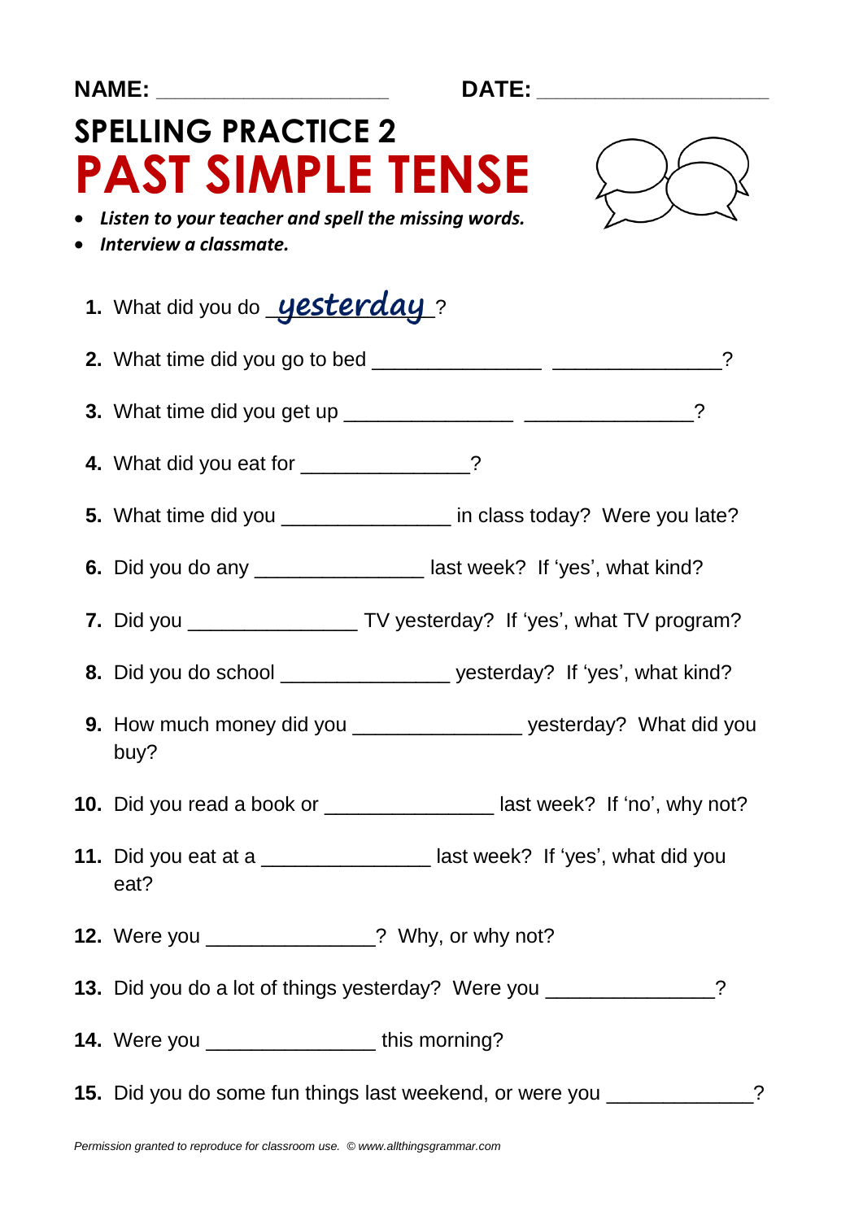NAME: ___________________ DATE: ___________________

# SPELLING PRACTICE 2
# PAST SIMPLE TENSE

- ***Listen to your teacher and spell the missing words.***
- ***Interview a classmate.***

1. What did you do _yesterday_?
2. What time did you go to bed ______________ ______________?
3. What time did you get up ______________ ______________?
4. What did you eat for ______________?
5. What time did you ______________ in class today? Were you late?
6. Did you do any ______________ last week? If 'yes', what kind?
7. Did you ______________ TV yesterday? If 'yes', what TV program?
8. Did you do school ______________ yesterday? If 'yes', what kind?
9. How much money did you ______________ yesterday? What did you buy?
10. Did you read a book or ______________ last week? If 'no', why not?
11. Did you eat at a ______________ last week? If 'yes', what did you eat?
12. Were you ______________? Why, or why not?
13. Did you do a lot of things yesterday? Were you ______________?
14. Were you ______________ this morning?
15. Did you do some fun things last weekend, or were you ____________?

*Permission granted to reproduce for classroom use. © www.allthingsgrammar.com*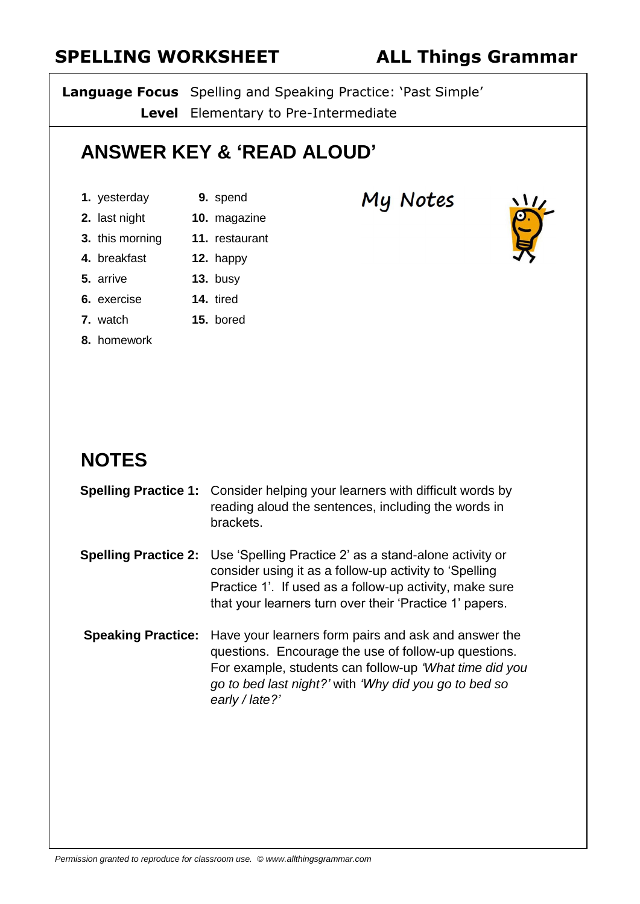**SPELLING WORKSHEET** **ALL Things Grammar**

**Language Focus** Spelling and Speaking Practice: 'Past Simple'
**Level** Elementary to Pre-Intermediate

## ANSWER KEY & 'READ ALOUD'

1. yesterday
2. last night
3. this morning
4. breakfast
5. arrive
6. exercise
7. watch
8. homework
9. spend
10. magazine
11. restaurant
12. happy
13. busy
14. tired
15. bored

My Notes

## NOTES

**Spelling Practice 1:** Consider helping your learners with difficult words by reading aloud the sentences, including the words in brackets.

**Spelling Practice 2:** Use 'Spelling Practice 2' as a stand-alone activity or consider using it as a follow-up activity to 'Spelling Practice 1'. If used as a follow-up activity, make sure that your learners turn over their 'Practice 1' papers.

**Speaking Practice:** Have your learners form pairs and ask and answer the questions. Encourage the use of follow-up questions. For example, students can follow-up *'What time did you go to bed last night?'* with *'Why did you go to bed so early / late?'*

*Permission granted to reproduce for classroom use. © www.allthingsgrammar.com*